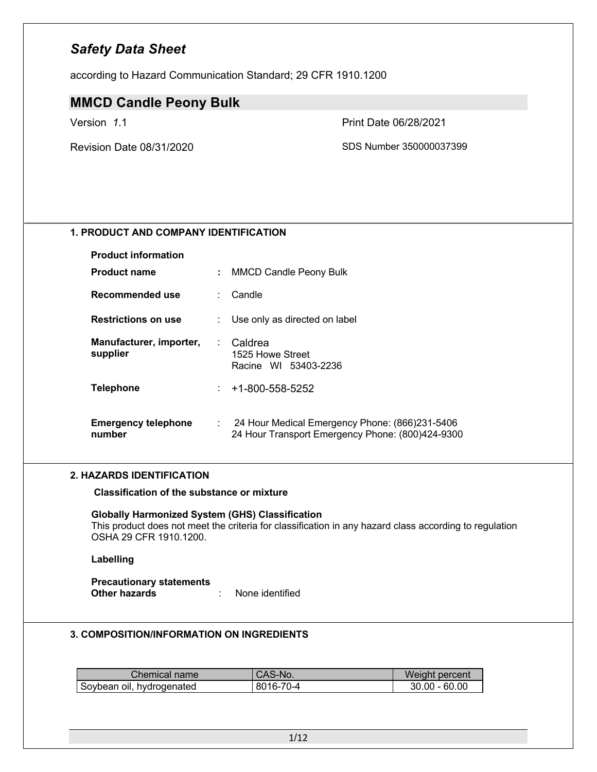# *Safety Data Sheet*

according to Hazard Communication Standard; 29 CFR 1910.1200

## MMCD Candle Peony Bulk

Version *1*.1

Print Date 06/28/2021

Revision Date 08/31/2020

SDS Number 350000037399

### 1. PRODUCT AND COMPANY IDENTIFICATION

**Product information**

**Product name** : MMCD Candle Peony Bulk

**Recommended use** : Candle

**Restrictions on use** : Use only as directed on label

**Manufacturer, importer, supplier** : Caldrea
1525 Howe Street
Racine WI 53403-2236

**Telephone** : +1-800-558-5252

**Emergency telephone number** : 24 Hour Medical Emergency Phone: (866)231-5406
24 Hour Transport Emergency Phone: (800)424-9300

### 2. HAZARDS IDENTIFICATION

**Classification of the substance or mixture**

**Globally Harmonized System (GHS) Classification**
This product does not meet the criteria for classification in any hazard class according to regulation OSHA 29 CFR 1910.1200.

**Labelling**

**Precautionary statements**
**Other hazards** : None identified

### 3. COMPOSITION/INFORMATION ON INGREDIENTS

| Chemical name | CAS-No. | Weight percent |
|---|---|---|
| Soybean oil, hydrogenated | 8016-70-4 | 30.00 - 60.00 |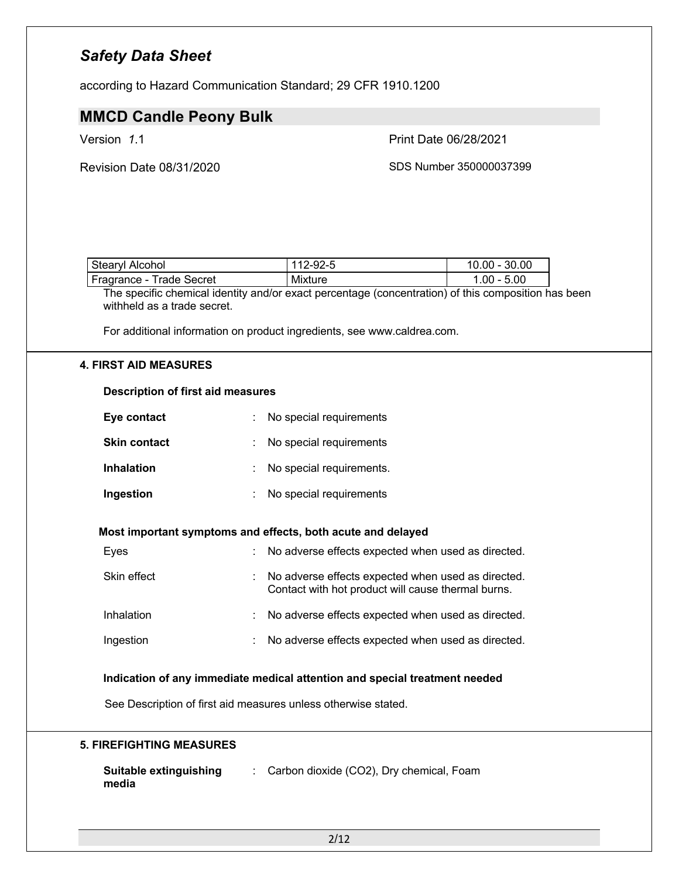| Stearyl Alcohol | 112-92-5 | 10.00 - 30.00 |
| --- | --- | --- |
| Fragrance - Trade Secret | Mixture | 1.00 - 5.00 |

The specific chemical identity and/or exact percentage (concentration) of this composition has been withheld as a trade secret.

For additional information on product ingredients, see www.caldrea.com.

## 4. FIRST AID MEASURES

### Description of first aid measures

**Eye contact** : No special requirements

**Skin contact** : No special requirements

**Inhalation** : No special requirements.

**Ingestion** : No special requirements

### Most important symptoms and effects, both acute and delayed

Eyes : No adverse effects expected when used as directed.

Skin effect : No adverse effects expected when used as directed. Contact with hot product will cause thermal burns.

Inhalation : No adverse effects expected when used as directed.

Ingestion : No adverse effects expected when used as directed.

### Indication of any immediate medical attention and special treatment needed

See Description of first aid measures unless otherwise stated.

## 5. FIREFIGHTING MEASURES

**Suitable extinguishing media** : Carbon dioxide ($CO_2$), Dry chemical, Foam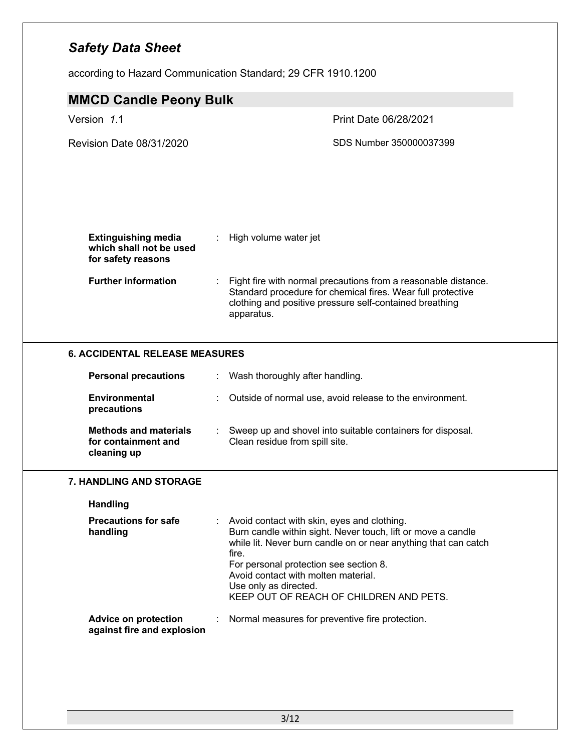| | | |
|---|---|---|
| **Extinguishing media which shall not be used for safety reasons** | : | High volume water jet |
| **Further information** | : | Fight fire with normal precautions from a reasonable distance. Standard procedure for chemical fires. Wear full protective clothing and positive pressure self-contained breathing apparatus. |

## 6. ACCIDENTAL RELEASE MEASURES

| | | |
|---|---|---|
| **Personal precautions** | : | Wash thoroughly after handling. |
| **Environmental precautions** | : | Outside of normal use, avoid release to the environment. |
| **Methods and materials for containment and cleaning up** | : | Sweep up and shovel into suitable containers for disposal. Clean residue from spill site. |

## 7. HANDLING AND STORAGE

### Handling

| | | |
|---|---|---|
| **Precautions for safe handling** | : | Avoid contact with skin, eyes and clothing.<br>Burn candle within sight. Never touch, lift or move a candle while lit. Never burn candle on or near anything that can catch fire.<br>For personal protection see section 8.<br>Avoid contact with molten material.<br>Use only as directed.<br>KEEP OUT OF REACH OF CHILDREN AND PETS. |
| **Advice on protection against fire and explosion** | : | Normal measures for preventive fire protection. |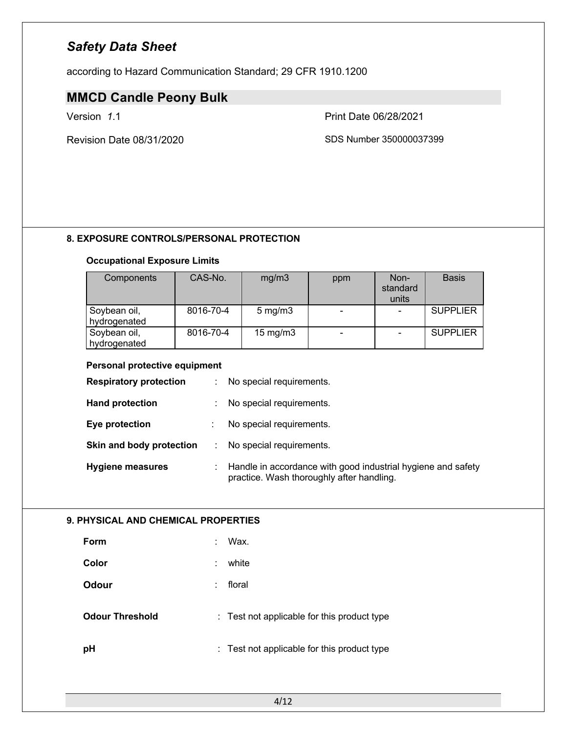# Safety Data Sheet

according to Hazard Communication Standard; 29 CFR 1910.1200

## MMCD Candle Peony Bulk

Version 1.1

Print Date 06/28/2021

Revision Date 08/31/2020

SDS Number 350000037399

### 8. EXPOSURE CONTROLS/PERSONAL PROTECTION

**Occupational Exposure Limits**

| Components | CAS-No. | mg/m3 | ppm | Non-standard units | Basis |
|---|---|---|---|---|---|
| Soybean oil, hydrogenated | 8016-70-4 | 5 mg/m3 | - | - | SUPPLIER |
| Soybean oil, hydrogenated | 8016-70-4 | 15 mg/m3 | - | - | SUPPLIER |

**Personal protective equipment**

**Respiratory protection** : No special requirements.

**Hand protection** : No special requirements.

**Eye protection** : No special requirements.

**Skin and body protection** : No special requirements.

**Hygiene measures** : Handle in accordance with good industrial hygiene and safety practice. Wash thoroughly after handling.

### 9. PHYSICAL AND CHEMICAL PROPERTIES

**Form** : Wax.

**Color** : white

**Odour** : floral

**Odour Threshold** : Test not applicable for this product type

**pH** : Test not applicable for this product type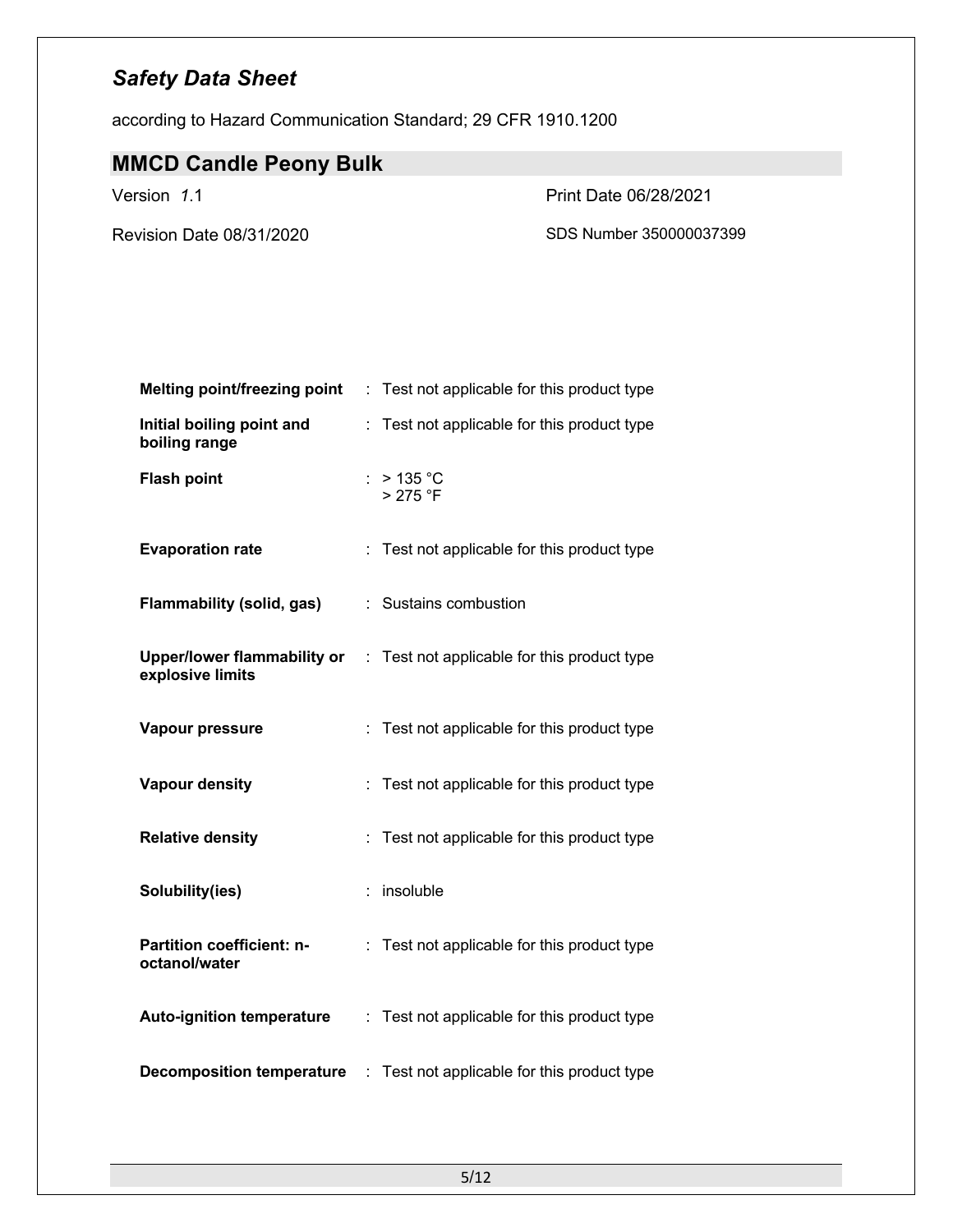| | |
|---|---|
| **Melting point/freezing point** | : Test not applicable for this product type |
| **Initial boiling point and boiling range** | : Test not applicable for this product type |
| **Flash point** | : > 135 °C<br>> 275 °F |
| **Evaporation rate** | : Test not applicable for this product type |
| **Flammability (solid, gas)** | : Sustains combustion |
| **Upper/lower flammability or explosive limits** | : Test not applicable for this product type |
| **Vapour pressure** | : Test not applicable for this product type |
| **Vapour density** | : Test not applicable for this product type |
| **Relative density** | : Test not applicable for this product type |
| **Solubility(ies)** | : insoluble |
| **Partition coefficient: n-octanol/water** | : Test not applicable for this product type |
| **Auto-ignition temperature** | : Test not applicable for this product type |
| **Decomposition temperature** | : Test not applicable for this product type |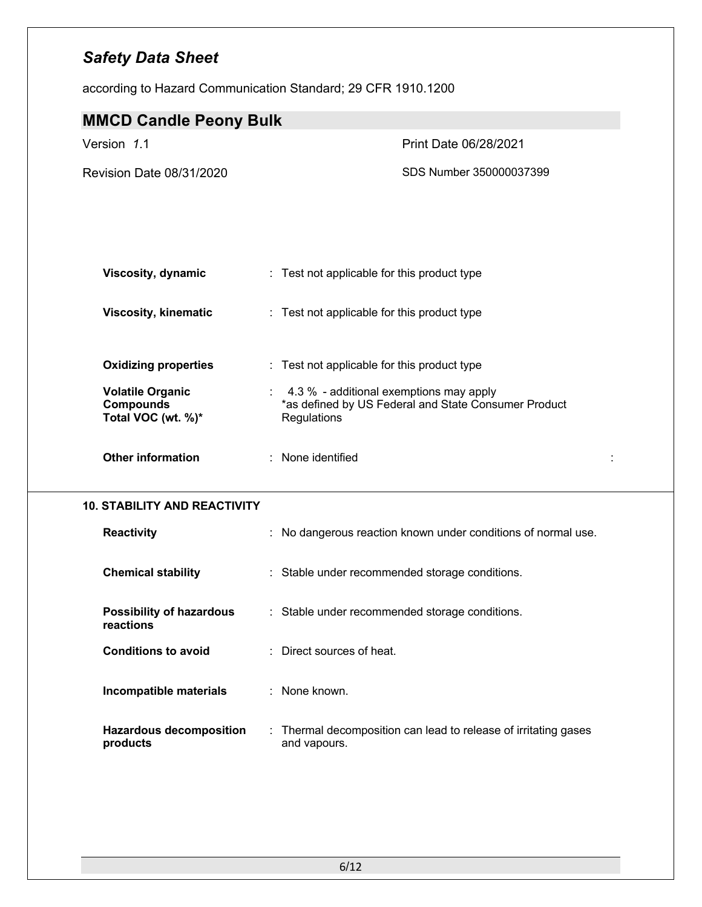| | |
|---|---|
| **Viscosity, dynamic** | Test not applicable for this product type |
| **Viscosity, kinematic** | Test not applicable for this product type |
| **Oxidizing properties** | Test not applicable for this product type |
| **Volatile Organic Compounds Total VOC (wt. %)*** | 4.3 % - additional exemptions may apply<br>*as defined by US Federal and State Consumer Product Regulations |
| **Other information** | None identified |

## 10. STABILITY AND REACTIVITY

| | |
|---|---|
| **Reactivity** | No dangerous reaction known under conditions of normal use. |
| **Chemical stability** | Stable under recommended storage conditions. |
| **Possibility of hazardous reactions** | Stable under recommended storage conditions. |
| **Conditions to avoid** | Direct sources of heat. |
| **Incompatible materials** | None known. |
| **Hazardous decomposition products** | Thermal decomposition can lead to release of irritating gases and vapours. |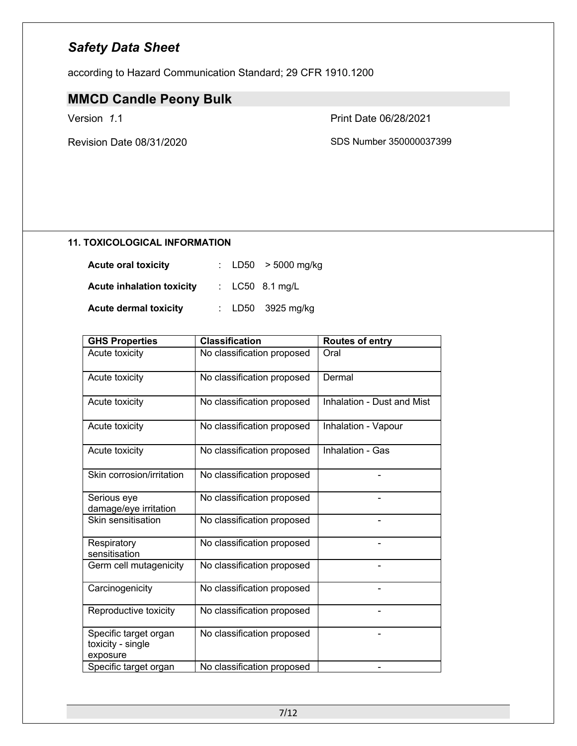# Safety Data Sheet

according to Hazard Communication Standard; 29 CFR 1910.1200

## MMCD Candle Peony Bulk

Version 1.1 | Print Date 06/28/2021

Revision Date 08/31/2020 | SDS Number 350000037399

### 11. TOXICOLOGICAL INFORMATION

**Acute oral toxicity** : LD50 > 5000 mg/kg

**Acute inhalation toxicity** : LC50 8.1 mg/L

**Acute dermal toxicity** : LD50 3925 mg/kg

| GHS Properties | Classification | Routes of entry |
|---|---|---|
| Acute toxicity | No classification proposed | Oral |
| Acute toxicity | No classification proposed | Dermal |
| Acute toxicity | No classification proposed | Inhalation - Dust and Mist |
| Acute toxicity | No classification proposed | Inhalation - Vapour |
| Acute toxicity | No classification proposed | Inhalation - Gas |
| Skin corrosion/irritation | No classification proposed | - |
| Serious eye damage/eye irritation | No classification proposed | - |
| Skin sensitisation | No classification proposed | - |
| Respiratory sensitisation | No classification proposed | - |
| Germ cell mutagenicity | No classification proposed | - |
| Carcinogenicity | No classification proposed | - |
| Reproductive toxicity | No classification proposed | - |
| Specific target organ toxicity - single exposure | No classification proposed | - |
| Specific target organ | No classification proposed | - |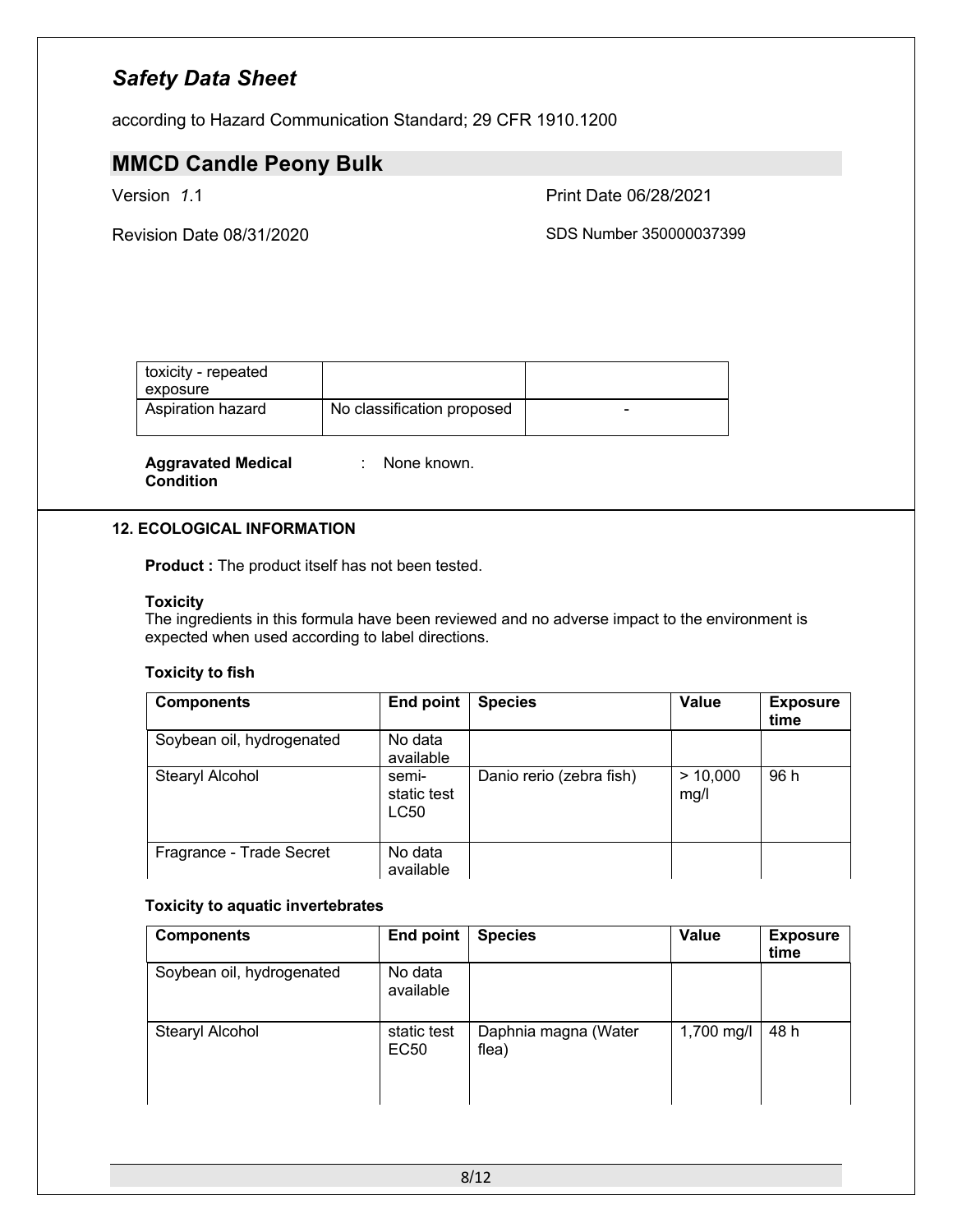| toxicity - repeated exposure | | |
|---|---|---|
| Aspiration hazard | No classification proposed | - |

**Aggravated Medical Condition** : None known.

### 12. ECOLOGICAL INFORMATION

**Product :** The product itself has not been tested.

**Toxicity**
The ingredients in this formula have been reviewed and no adverse impact to the environment is expected when used according to label directions.

**Toxicity to fish**

| Components | End point | Species | Value | Exposure time |
|---|---|---|---|---|
| Soybean oil, hydrogenated | No data available | | | |
| Stearyl Alcohol | semi-static test LC50 | Danio rerio (zebra fish) | > 10,000 mg/l | 96 h |
| Fragrance - Trade Secret | No data available | | | |

**Toxicity to aquatic invertebrates**

| Components | End point | Species | Value | Exposure time |
|---|---|---|---|---|
| Soybean oil, hydrogenated | No data available | | | |
| Stearyl Alcohol | static test EC50 | Daphnia magna (Water flea) | 1,700 mg/l | 48 h |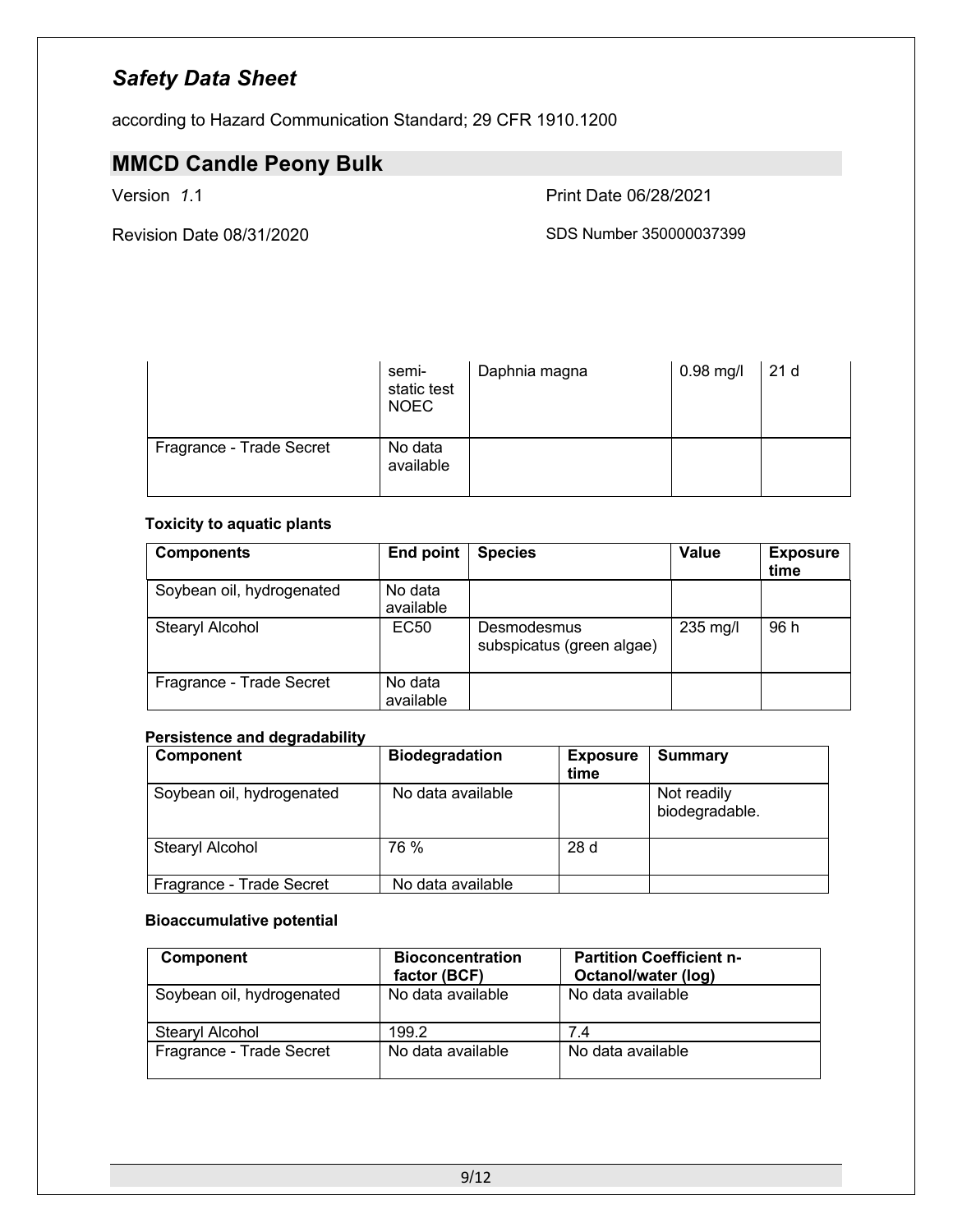*Safety Data Sheet*

according to Hazard Communication Standard; 29 CFR 1910.1200

## MMCD Candle Peony Bulk

Version *1*.1 | Print Date 06/28/2021

Revision Date 08/31/2020 | SDS Number 350000037399

| | | | | |
|---|---|---|---|---|
| | semi-static test NOEC | Daphnia magna | 0.98 mg/l | 21 d |
| Fragrance - Trade Secret | No data available | | | |

**Toxicity to aquatic plants**

| Components | End point | Species | Value | Exposure time |
|---|---|---|---|---|
| Soybean oil, hydrogenated | No data available | | | |
| Stearyl Alcohol | EC50 | Desmodesmus subspicatus (green algae) | 235 mg/l | 96 h |
| Fragrance - Trade Secret | No data available | | | |

**Persistence and degradability**

| Component | Biodegradation | Exposure time | Summary |
|---|---|---|---|
| Soybean oil, hydrogenated | No data available | | Not readily biodegradable. |
| Stearyl Alcohol | 76 % | 28 d | |
| Fragrance - Trade Secret | No data available | | |

**Bioaccumulative potential**

| Component | Bioconcentration factor (BCF) | Partition Coefficient n-Octanol/water (log) |
|---|---|---|
| Soybean oil, hydrogenated | No data available | No data available |
| Stearyl Alcohol | 199.2 | 7.4 |
| Fragrance - Trade Secret | No data available | No data available |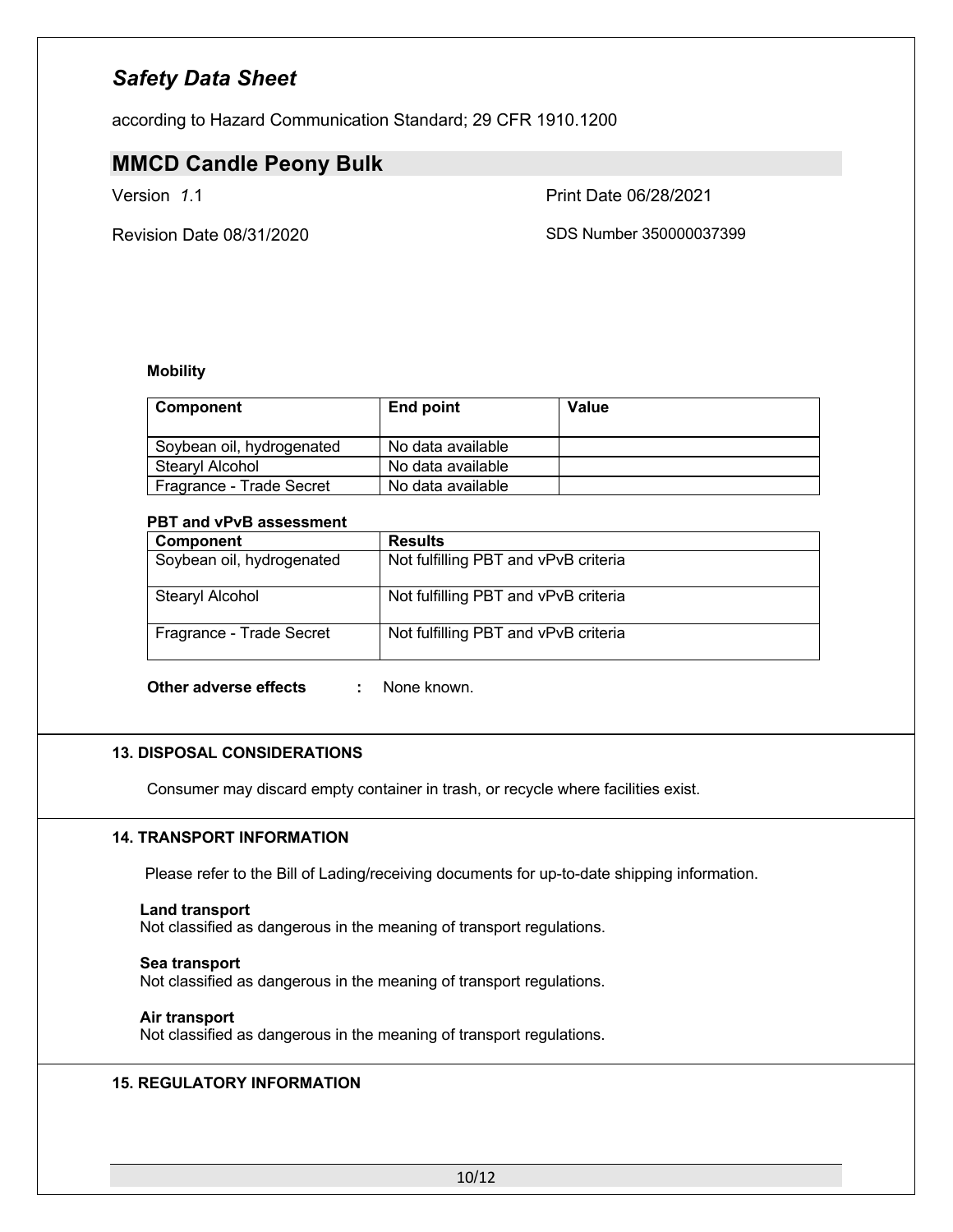**Mobility**

| Component | End point | Value |
|---|---|---|
| Soybean oil, hydrogenated | No data available | |
| Stearyl Alcohol | No data available | |
| Fragrance - Trade Secret | No data available | |

**PBT and vPvB assessment**

| Component | Results |
|---|---|
| Soybean oil, hydrogenated | Not fulfilling PBT and vPvB criteria |
| Stearyl Alcohol | Not fulfilling PBT and vPvB criteria |
| Fragrance - Trade Secret | Not fulfilling PBT and vPvB criteria |

**Other adverse effects** : None known.

### 13. DISPOSAL CONSIDERATIONS

Consumer may discard empty container in trash, or recycle where facilities exist.

### 14. TRANSPORT INFORMATION

Please refer to the Bill of Lading/receiving documents for up-to-date shipping information.

**Land transport**
Not classified as dangerous in the meaning of transport regulations.

**Sea transport**
Not classified as dangerous in the meaning of transport regulations.

**Air transport**
Not classified as dangerous in the meaning of transport regulations.

### 15. REGULATORY INFORMATION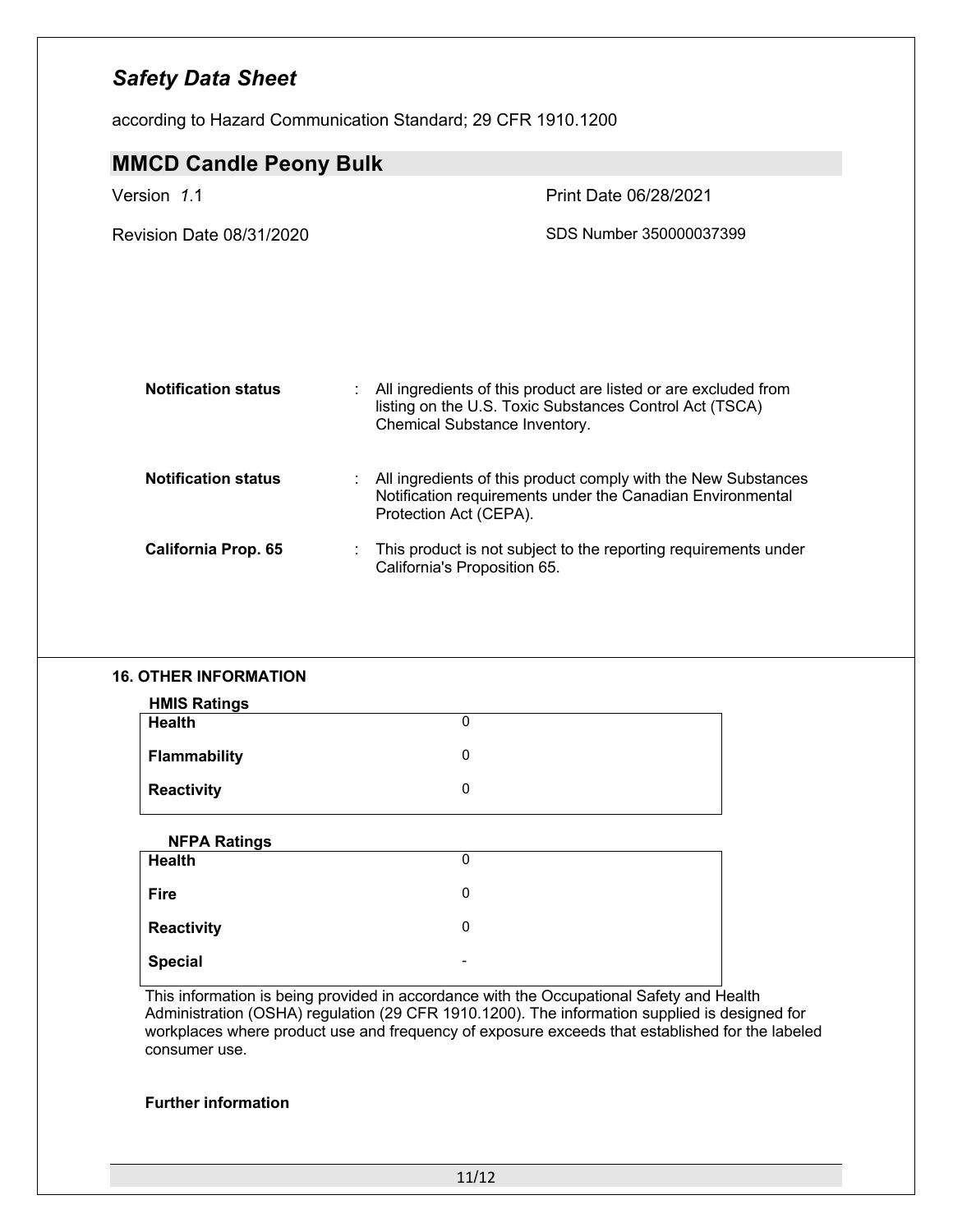| | | |
|---|---|---|
| **Notification status** | : | All ingredients of this product are listed or are excluded from listing on the U.S. Toxic Substances Control Act (TSCA) Chemical Substance Inventory. |
| **Notification status** | : | All ingredients of this product comply with the New Substances Notification requirements under the Canadian Environmental Protection Act (CEPA). |
| **California Prop. 65** | : | This product is not subject to the reporting requirements under California's Proposition 65. |

## 16. OTHER INFORMATION

**HMIS Ratings**

| | |
|---|---|
| **Health** | 0 |
| **Flammability** | 0 |
| **Reactivity** | 0 |

**NFPA Ratings**

| | |
|---|---|
| **Health** | 0 |
| **Fire** | 0 |
| **Reactivity** | 0 |
| **Special** | - |

This information is being provided in accordance with the Occupational Safety and Health Administration (OSHA) regulation (29 CFR 1910.1200). The information supplied is designed for workplaces where product use and frequency of exposure exceeds that established for the labeled consumer use.

**Further information**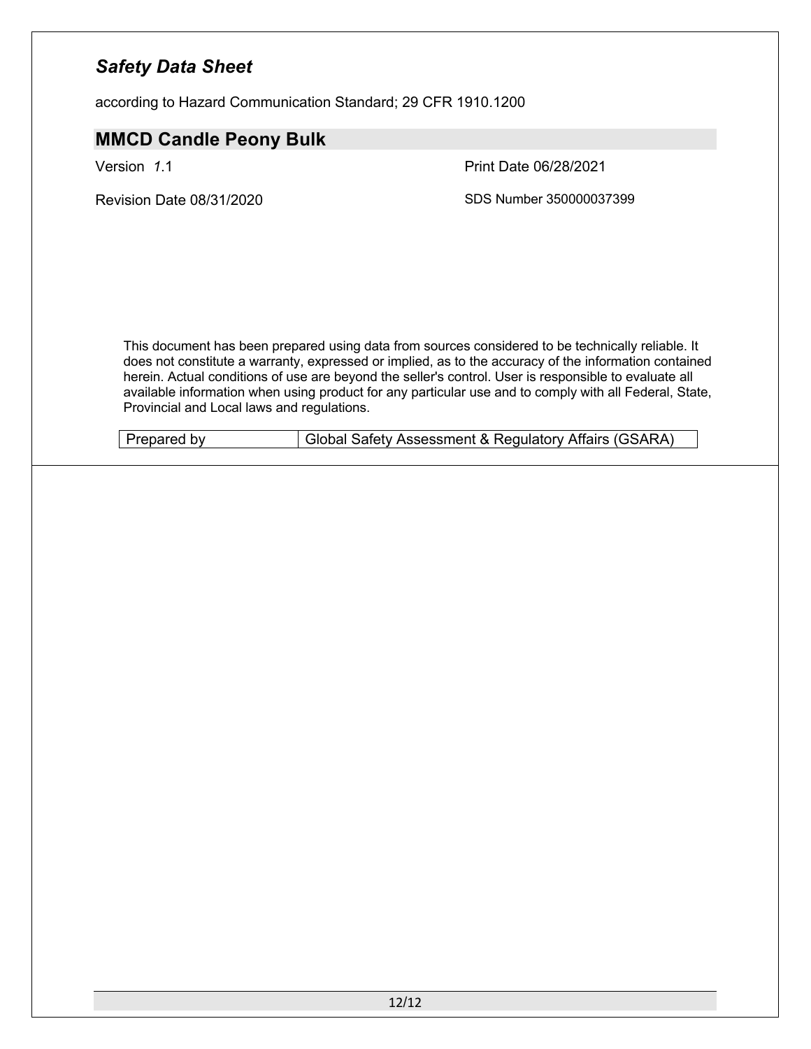This document has been prepared using data from sources considered to be technically reliable. It does not constitute a warranty, expressed or implied, as to the accuracy of the information contained herein. Actual conditions of use are beyond the seller's control. User is responsible to evaluate all available information when using product for any particular use and to comply with all Federal, State, Provincial and Local laws and regulations.

| | |
|---|---|
| Prepared by | Global Safety Assessment & Regulatory Affairs (GSARA) |